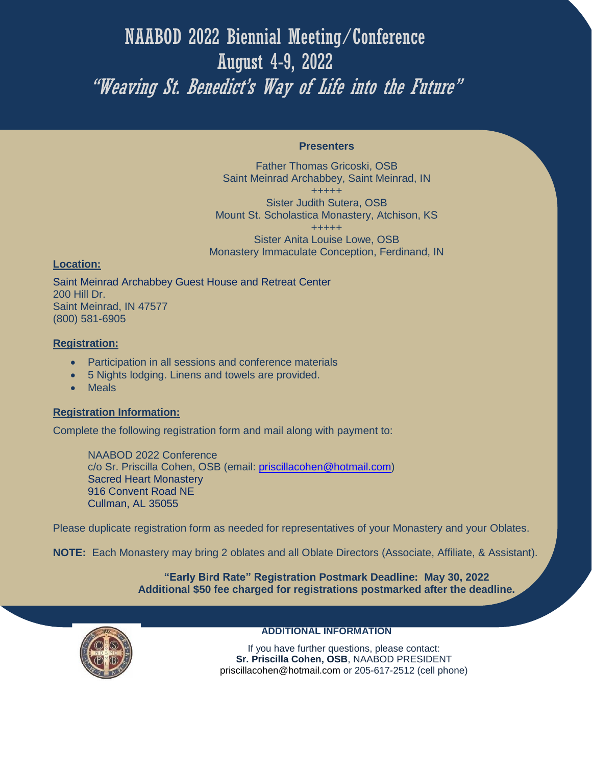# NAABOD 2022 Biennial Meeting/Conference
# August 4-9, 2022
# *"Weaving St. Benedict's Way of Life into the Future"*

**Presenters**

Father Thomas Gricoski, OSB
Saint Meinrad Archabbey, Saint Meinrad, IN
+++++
Sister Judith Sutera, OSB
Mount St. Scholastica Monastery, Atchison, KS
+++++
Sister Anita Louise Lowe, OSB
Monastery Immaculate Conception, Ferdinand, IN

**Location:**

Saint Meinrad Archabbey Guest House and Retreat Center
200 Hill Dr.
Saint Meinrad, IN 47577
(800) 581-6905

**Registration:**

- Participation in all sessions and conference materials
- 5 Nights lodging. Linens and towels are provided.
- Meals

**Registration Information:**

Complete the following registration form and mail along with payment to:

NAABOD 2022 Conference
c/o Sr. Priscilla Cohen, OSB (email: priscillacohen@hotmail.com)
Sacred Heart Monastery
916 Convent Road NE
Cullman, AL 35055

Please duplicate registration form as needed for representatives of your Monastery and your Oblates.

**NOTE:** Each Monastery may bring 2 oblates and all Oblate Directors (Associate, Affiliate, & Assistant).

**"Early Bird Rate" Registration Postmark Deadline: May 30, 2022**
**Additional $50 fee charged for registrations postmarked after the deadline.**

**ADDITIONAL INFORMATION**

If you have further questions, please contact:
**Sr. Priscilla Cohen, OSB**, NAABOD PRESIDENT
priscillacohen@hotmail.com or 205-617-2512 (cell phone)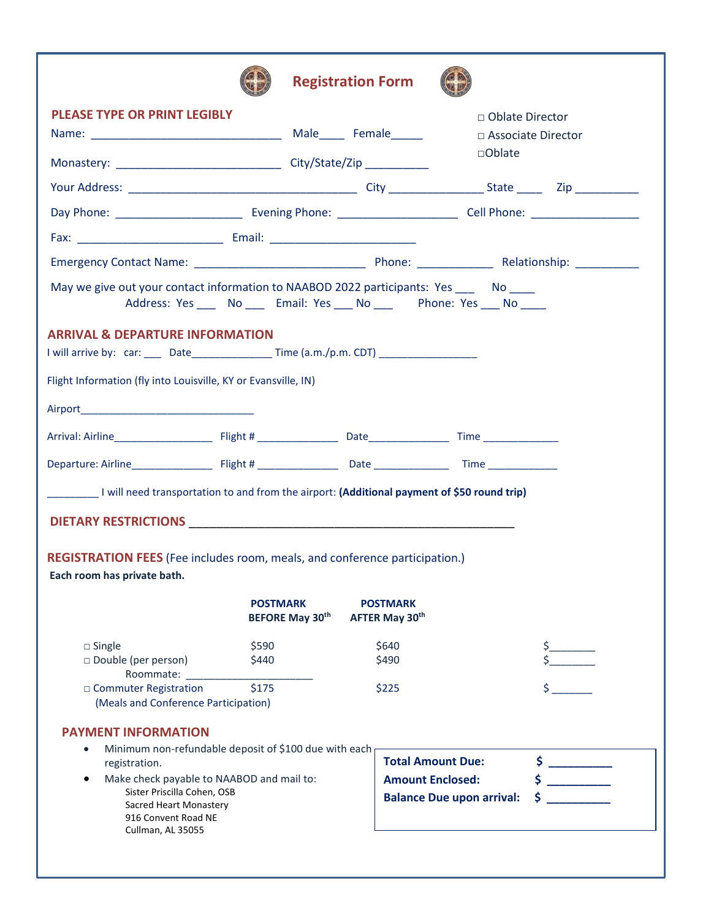# Registration Form

**PLEASE TYPE OR PRINT LEGIBLY**

Name: ______________________________ Male____ Female_____

□ Oblate Director
□ Associate Director
□Oblate

Monastery: __________________________ City/State/Zip __________

Your Address: ____________________________________ City _______________ State ____ Zip __________

Day Phone: ____________________ Evening Phone: ___________________ Cell Phone: _________________

Fax: _______________________ Email: _______________________

Emergency Contact Name: ___________________________ Phone: ____________ Relationship: __________

May we give out your contact information to NAABOD 2022 participants: Yes ___ No ____
Address: Yes ___ No ___ Email: Yes ___ No ___ Phone: Yes ___ No ____

## ARRIVAL & DEPARTURE INFORMATION

I will arrive by: car: ___ Date______________ Time (a.m./p.m. CDT) _________________

Flight Information (fly into Louisville, KY or Evansville, IN)

Airport______________________________

Arrival: Airline_________________ Flight # ______________ Date______________ Time _____________

Departure: Airline______________ Flight # ______________ Date _____________ Time ____________

_________ I will need transportation to and from the airport: **(Additional payment of $50 round trip)**

## DIETARY RESTRICTIONS ____________________________________________________

## REGISTRATION FEES (Fee includes room, meals, and conference participation.)

**Each room has private bath.**

| | POSTMARK BEFORE May 30th | POSTMARK AFTER May 30th | |
|---|---|---|---|
| □ Single | $590 | $640 | $________ |
| □ Double (per person) Roommate: ______________________ | $440 | $490 | $________ |
| □ Commuter Registration (Meals and Conference Participation) | $175 | $225 | $ _______ |

## PAYMENT INFORMATION

- Minimum non-refundable deposit of $100 due with each registration.
- Make check payable to NAABOD and mail to:
  Sister Priscilla Cohen, OSB
  Sacred Heart Monastery
  916 Convent Road NE
  Cullman, AL 35055

**Total Amount Due:** $ __________
**Amount Enclosed:** $ __________
**Balance Due upon arrival:** $ __________